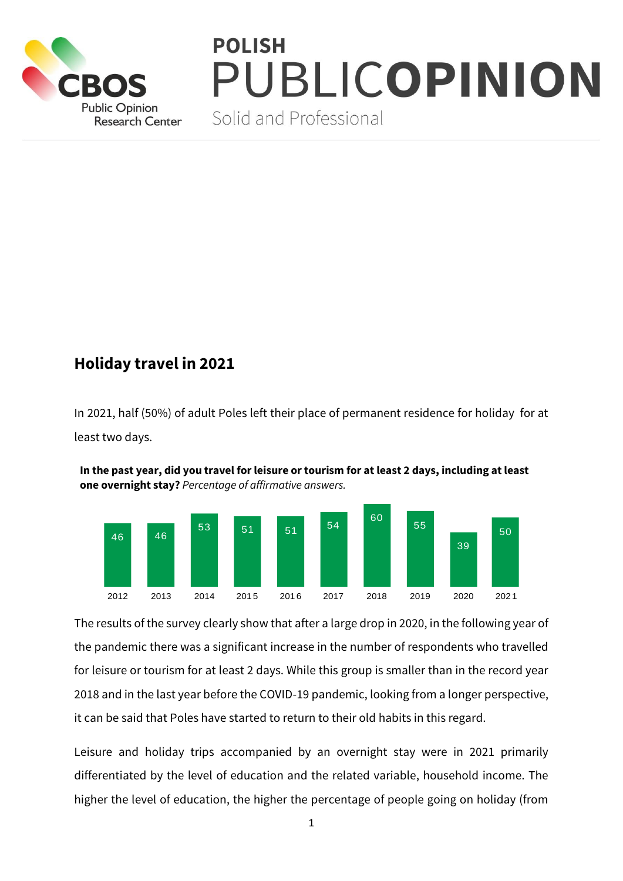**CBOS** Public Opinion Research Center

**POLISH PUBLIC OPINION**

Solid and Professional

## Holiday travel in 2021

In 2021, half (50%) of adult Poles left their place of permanent residence for holiday for at least two days.

**In the past year, did you travel for leisure or tourism for at least 2 days, including at least one overnight stay?** *Percentage of affirmative answers.*

| 2012 | 2013 | 2014 | 2015 | 2016 | 2017 | 2018 | 2019 | 2020 | 2021 |
|---|---|---|---|---|---|---|---|---|---|
| 46 | 46 | 53 | 51 | 51 | 54 | 60 | 55 | 39 | 50 |

The results of the survey clearly show that after a large drop in 2020, in the following year of the pandemic there was a significant increase in the number of respondents who travelled for leisure or tourism for at least 2 days. While this group is smaller than in the record year 2018 and in the last year before the COVID-19 pandemic, looking from a longer perspective, it can be said that Poles have started to return to their old habits in this regard.

Leisure and holiday trips accompanied by an overnight stay were in 2021 primarily differentiated by the level of education and the related variable, household income. The higher the level of education, the higher the percentage of people going on holiday (from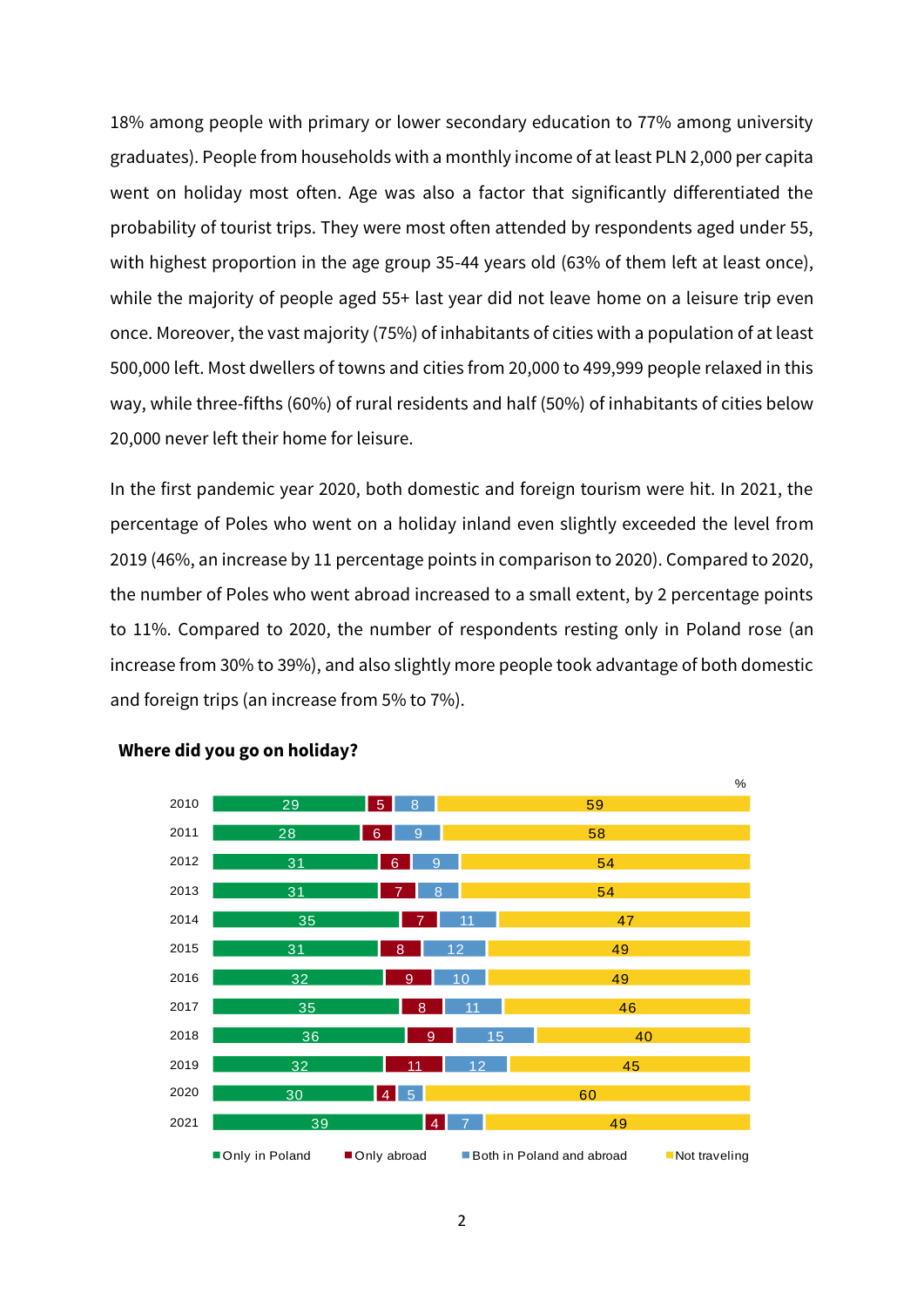18% among people with primary or lower secondary education to 77% among university graduates). People from households with a monthly income of at least PLN 2,000 per capita went on holiday most often. Age was also a factor that significantly differentiated the probability of tourist trips. They were most often attended by respondents aged under 55, with highest proportion in the age group 35-44 years old (63% of them left at least once), while the majority of people aged 55+ last year did not leave home on a leisure trip even once. Moreover, the vast majority (75%) of inhabitants of cities with a population of at least 500,000 left. Most dwellers of towns and cities from 20,000 to 499,999 people relaxed in this way, while three-fifths (60%) of rural residents and half (50%) of inhabitants of cities below 20,000 never left their home for leisure.

In the first pandemic year 2020, both domestic and foreign tourism were hit. In 2021, the percentage of Poles who went on a holiday inland even slightly exceeded the level from 2019 (46%, an increase by 11 percentage points in comparison to 2020). Compared to 2020, the number of Poles who went abroad increased to a small extent, by 2 percentage points to 11%. Compared to 2020, the number of respondents resting only in Poland rose (an increase from 30% to 39%), and also slightly more people took advantage of both domestic and foreign trips (an increase from 5% to 7%).

**Where did you go on holiday?**

%

| Year | Only in Poland | Only abroad | Both in Poland and abroad | Not traveling |
|---|---|---|---|---|
| 2010 | 29 | 5 | 8 | 59 |
| 2011 | 28 | 6 | 9 | 58 |
| 2012 | 31 | 6 | 9 | 54 |
| 2013 | 31 | 7 | 8 | 54 |
| 2014 | 35 | 7 | 11 | 47 |
| 2015 | 31 | 8 | 12 | 49 |
| 2016 | 32 | 9 | 10 | 49 |
| 2017 | 35 | 8 | 11 | 46 |
| 2018 | 36 | 9 | 15 | 40 |
| 2019 | 32 | 11 | 12 | 45 |
| 2020 | 30 | 4 | 5 | 60 |
| 2021 | 39 | 4 | 7 | 49 |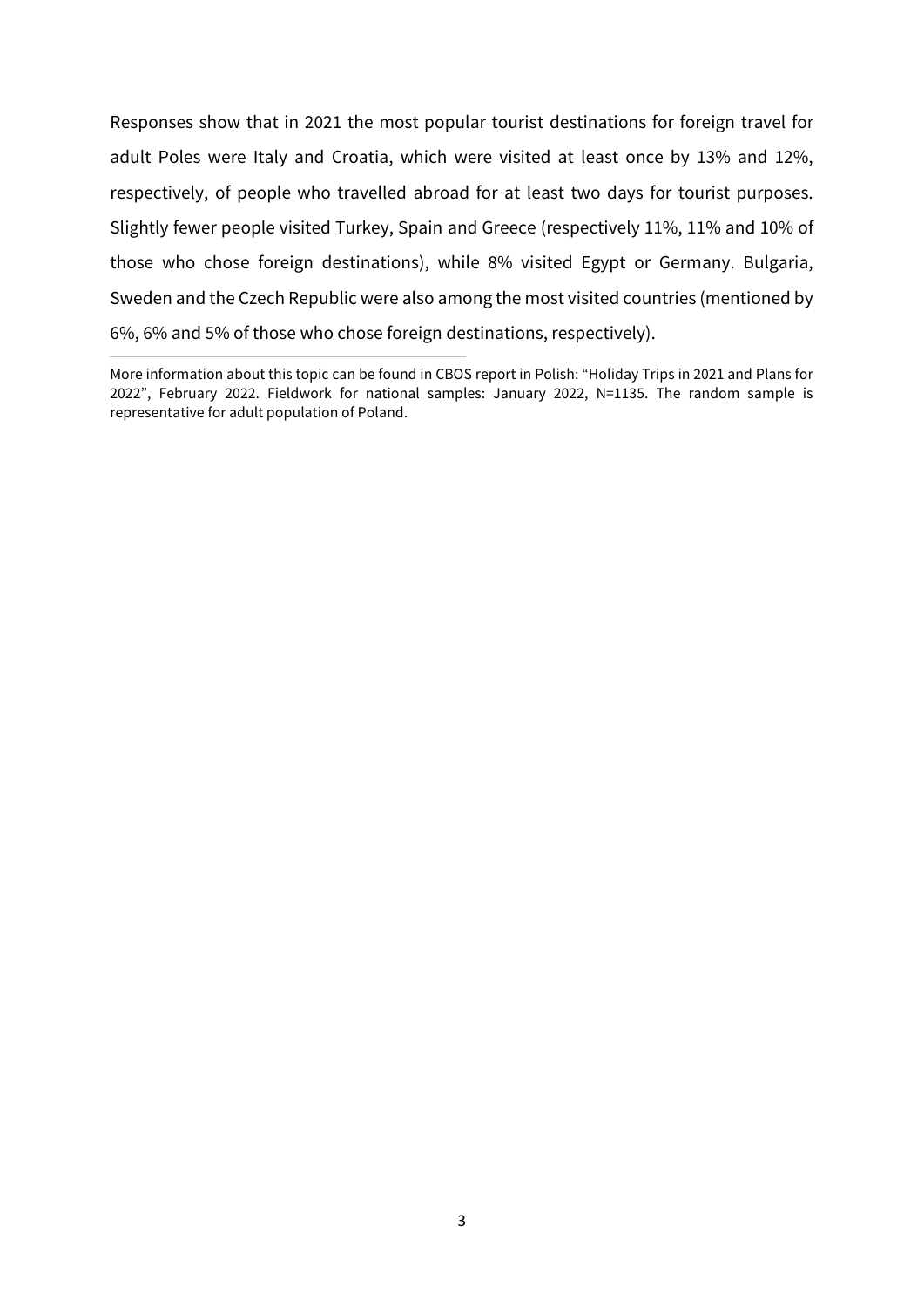Responses show that in 2021 the most popular tourist destinations for foreign travel for adult Poles were Italy and Croatia, which were visited at least once by 13% and 12%, respectively, of people who travelled abroad for at least two days for tourist purposes. Slightly fewer people visited Turkey, Spain and Greece (respectively 11%, 11% and 10% of those who chose foreign destinations), while 8% visited Egypt or Germany. Bulgaria, Sweden and the Czech Republic were also among the most visited countries (mentioned by 6%, 6% and 5% of those who chose foreign destinations, respectively).

---

More information about this topic can be found in CBOS report in Polish: "Holiday Trips in 2021 and Plans for 2022", February 2022. Fieldwork for national samples: January 2022, N=1135. The random sample is representative for adult population of Poland.